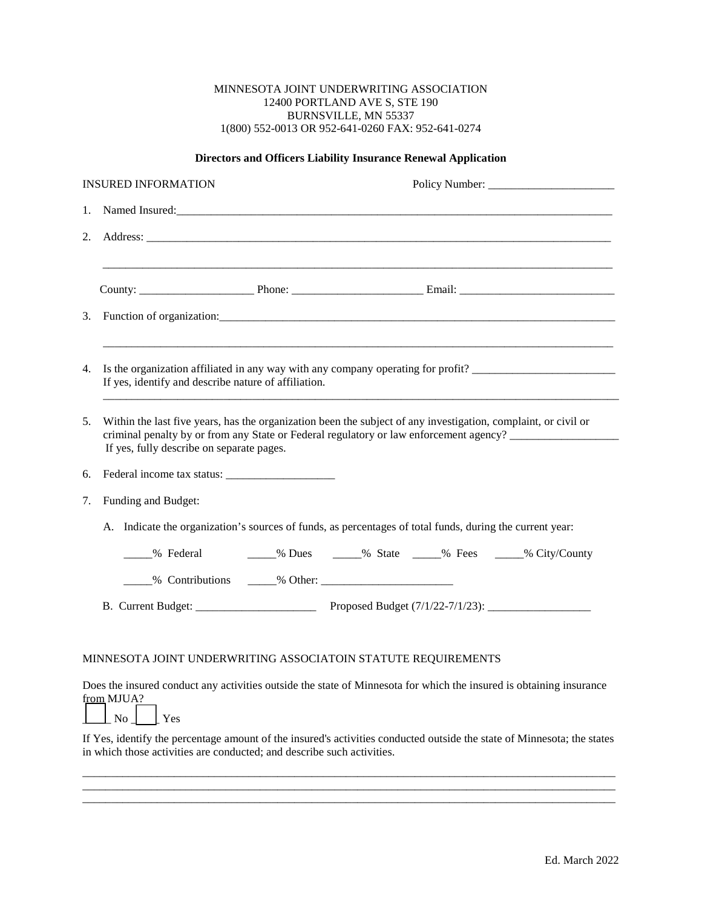MINNESOTA JOINT UNDERWRITING ASSOCIATION
12400 PORTLAND AVE S, STE 190
BURNSVILLE, MN 55337
1(800) 552-0013 OR 952-641-0260 FAX: 952-641-0274

**Directors and Officers Liability Insurance Renewal Application**

INSURED INFORMATION Policy Number: ______________________

1. Named Insured:_______________________________________________________________________________

2. Address: _____________________________________________________________________________________

   _____________________________________________________________________________________________

   County: ____________________ Phone: _______________________ Email: ___________________________

3. Function of organization:______________________________________________________________________

   _____________________________________________________________________________________________

4. Is the organization affiliated in any way with any company operating for profit? _________________________
   If yes, identify and describe nature of affiliation.
   _____________________________________________________________________________________________

5. Within the last five years, has the organization been the subject of any investigation, complaint, or civil or criminal penalty by or from any State or Federal regulatory or law enforcement agency? ___________________
   If yes, fully describe on separate pages.

6. Federal income tax status: ___________________

7. Funding and Budget:

   A. Indicate the organization's sources of funds, as percentages of total funds, during the current year:

      _____% Federal _____% Dues _____% State _____% Fees _____% City/County

      _____% Contributions _____% Other: _______________________

   B. Current Budget: _____________________ Proposed Budget (7/1/22-7/1/23): __________________

MINNESOTA JOINT UNDERWRITING ASSOCIATOIN STATUTE REQUIREMENTS

Does the insured conduct any activities outside the state of Minnesota for which the insured is obtaining insurance from MJUA?

☐ No ☐ Yes

If Yes, identify the percentage amount of the insured's activities conducted outside the state of Minnesota; the states in which those activities are conducted; and describe such activities.

_____________________________________________________________________________________________
_____________________________________________________________________________________________
_____________________________________________________________________________________________

Ed. March 2022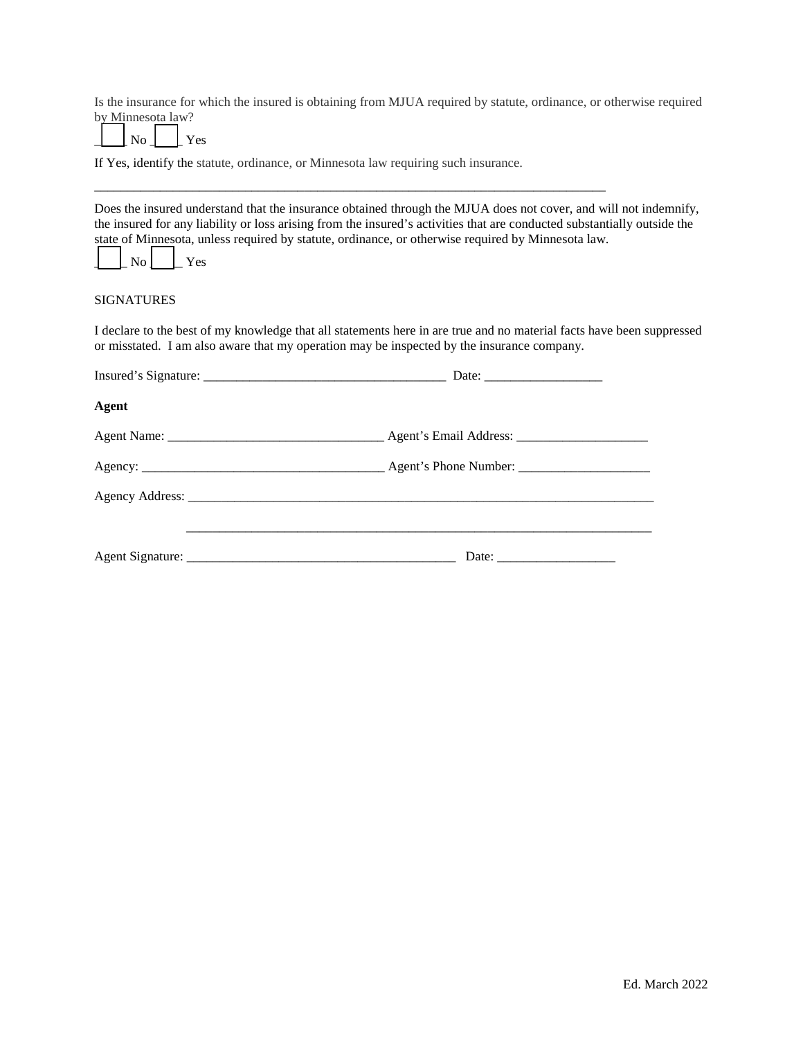Is the insurance for which the insured is obtaining from MJUA required by statute, ordinance, or otherwise required by Minnesota law?

☐ No ☐ Yes

If Yes, identify the statute, ordinance, or Minnesota law requiring such insurance.

_______________________________________________________________________________

Does the insured understand that the insurance obtained through the MJUA does not cover, and will not indemnify, the insured for any liability or loss arising from the insured's activities that are conducted substantially outside the state of Minnesota, unless required by statute, ordinance, or otherwise required by Minnesota law.

☐ No ☐ Yes

SIGNATURES

I declare to the best of my knowledge that all statements here in are true and no material facts have been suppressed or misstated. I am also aware that my operation may be inspected by the insurance company.

Insured's Signature: _____________________________________ Date: __________________

**Agent**

Agent Name: ________________________________ Agent's Email Address: ____________________

Agency: ____________________________________ Agent's Phone Number: ____________________

Agency Address: ___________________________________________________________________________

_________________________________________________________________________

Agent Signature: _________________________________________ Date: __________________

Ed. March 2022